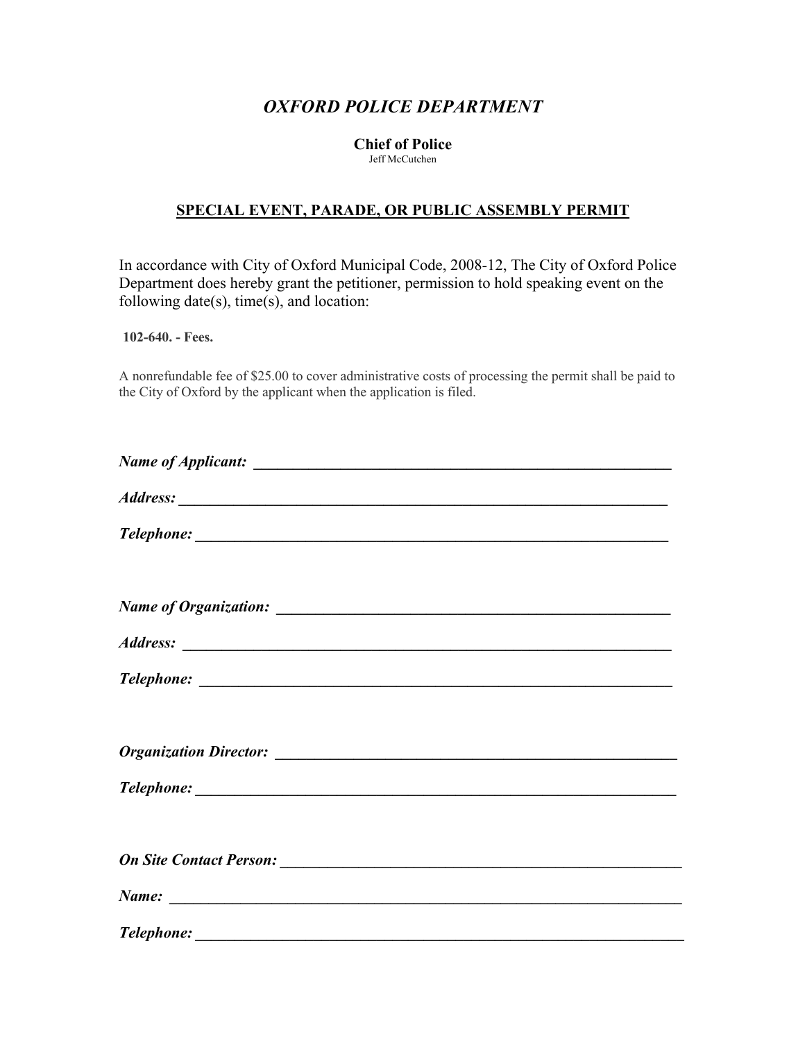# *OXFORD POLICE DEPARTMENT*

**Chief of Police**

Jeff McCutchen

## SPECIAL EVENT, PARADE, OR PUBLIC ASSEMBLY PERMIT

In accordance with City of Oxford Municipal Code, 2008-12, The City of Oxford Police Department does hereby grant the petitioner, permission to hold speaking event on the following date(s), time(s), and location:

**102-640. - Fees.**

A nonrefundable fee of $25.00 to cover administrative costs of processing the permit shall be paid to the City of Oxford by the applicant when the application is filed.

***Name of Applicant:*** _______________________________________________________

***Address:*** _______________________________________________________________

***Telephone:*** _____________________________________________________________

***Name of Organization:*** ___________________________________________________

***Address:*** _______________________________________________________________

***Telephone:*** _____________________________________________________________

***Organization Director:*** ___________________________________________________

***Telephone:*** _____________________________________________________________

***On Site Contact Person:*** __________________________________________________

***Name:*** _________________________________________________________________

***Telephone:*** _____________________________________________________________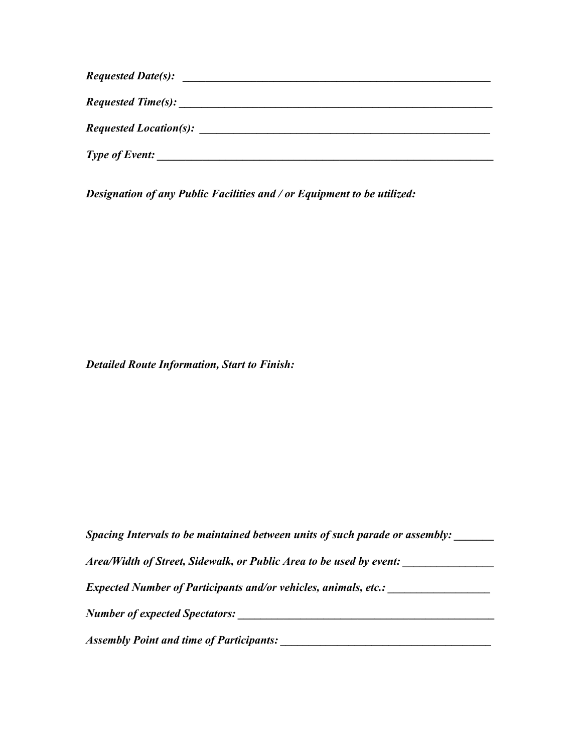***Requested Date(s):*** ___________________________________________________________

***Requested Time(s):*** ___________________________________________________________

***Requested Location(s):*** _______________________________________________________

***Type of Event:*** _______________________________________________________________

***Designation of any Public Facilities and / or Equipment to be utilized:***

***Detailed Route Information, Start to Finish:***

***Spacing Intervals to be maintained between units of such parade or assembly:*** _______

***Area/Width of Street, Sidewalk, or Public Area to be used by event:*** ________________

***Expected Number of Participants and/or vehicles, animals, etc.:*** __________________

***Number of expected Spectators:*** _______________________________________________

***Assembly Point and time of Participants:*** ______________________________________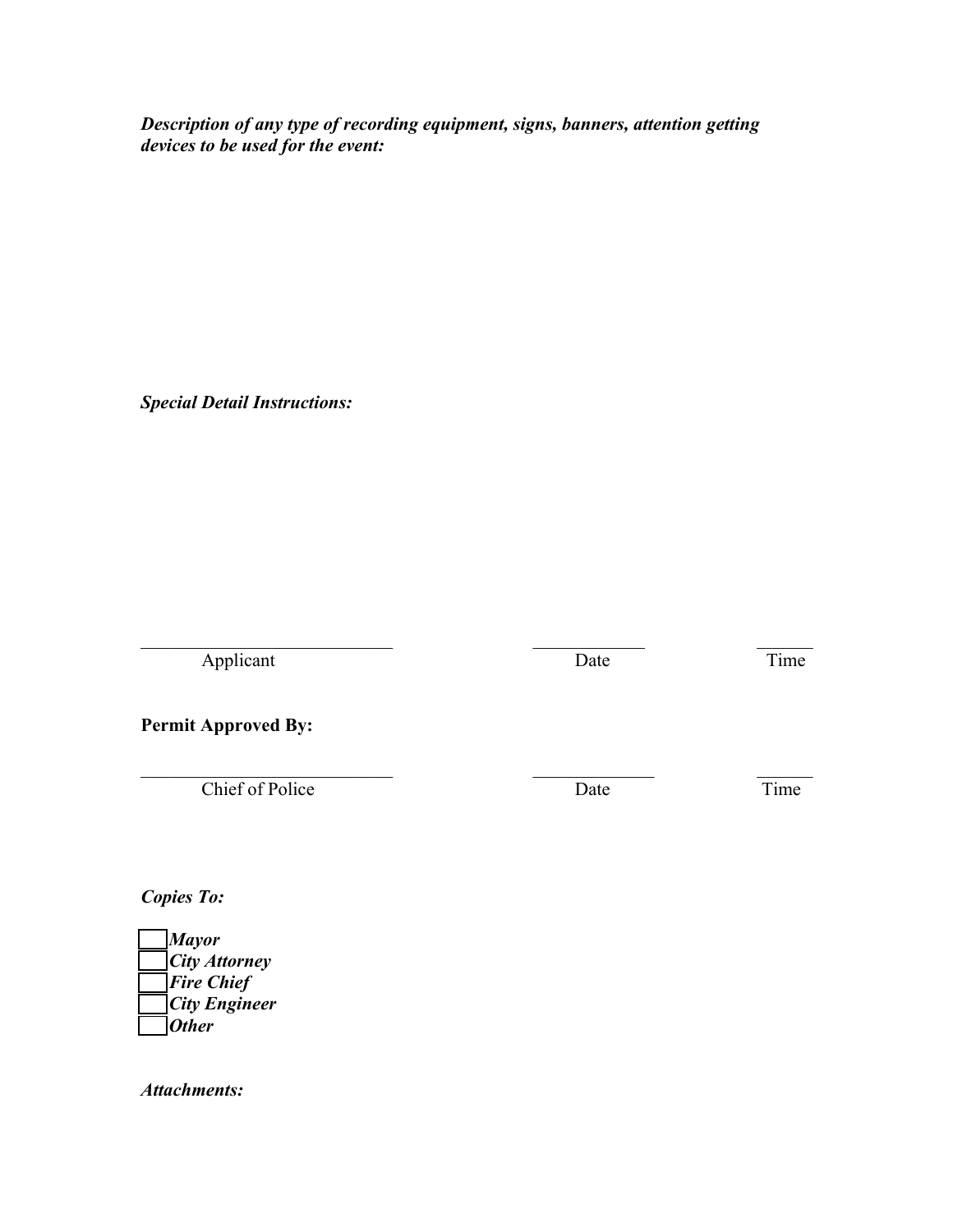***Description of any type of recording equipment, signs, banners, attention getting devices to be used for the event:***

***Special Detail Instructions:***

| | | |
|---|---|---|
| \_\_\_\_\_\_\_\_\_\_\_\_\_\_\_\_\_\_\_\_\_\_\_\_\_\_\_\_ | \_\_\_\_\_\_\_\_\_\_\_\_ | \_\_\_\_\_\_ |
| Applicant | Date | Time |

**Permit Approved By:**

| | | |
|---|---|---|
| \_\_\_\_\_\_\_\_\_\_\_\_\_\_\_\_\_\_\_\_\_\_\_\_\_\_\_\_ | \_\_\_\_\_\_\_\_\_\_\_\_ | \_\_\_\_\_\_ |
| Chief of Police | Date | Time |

***Copies To:***

- ☐ ***Mayor***
- ☐ ***City Attorney***
- ☐ ***Fire Chief***
- ☐ ***City Engineer***
- ☐ ***Other***

***Attachments:***